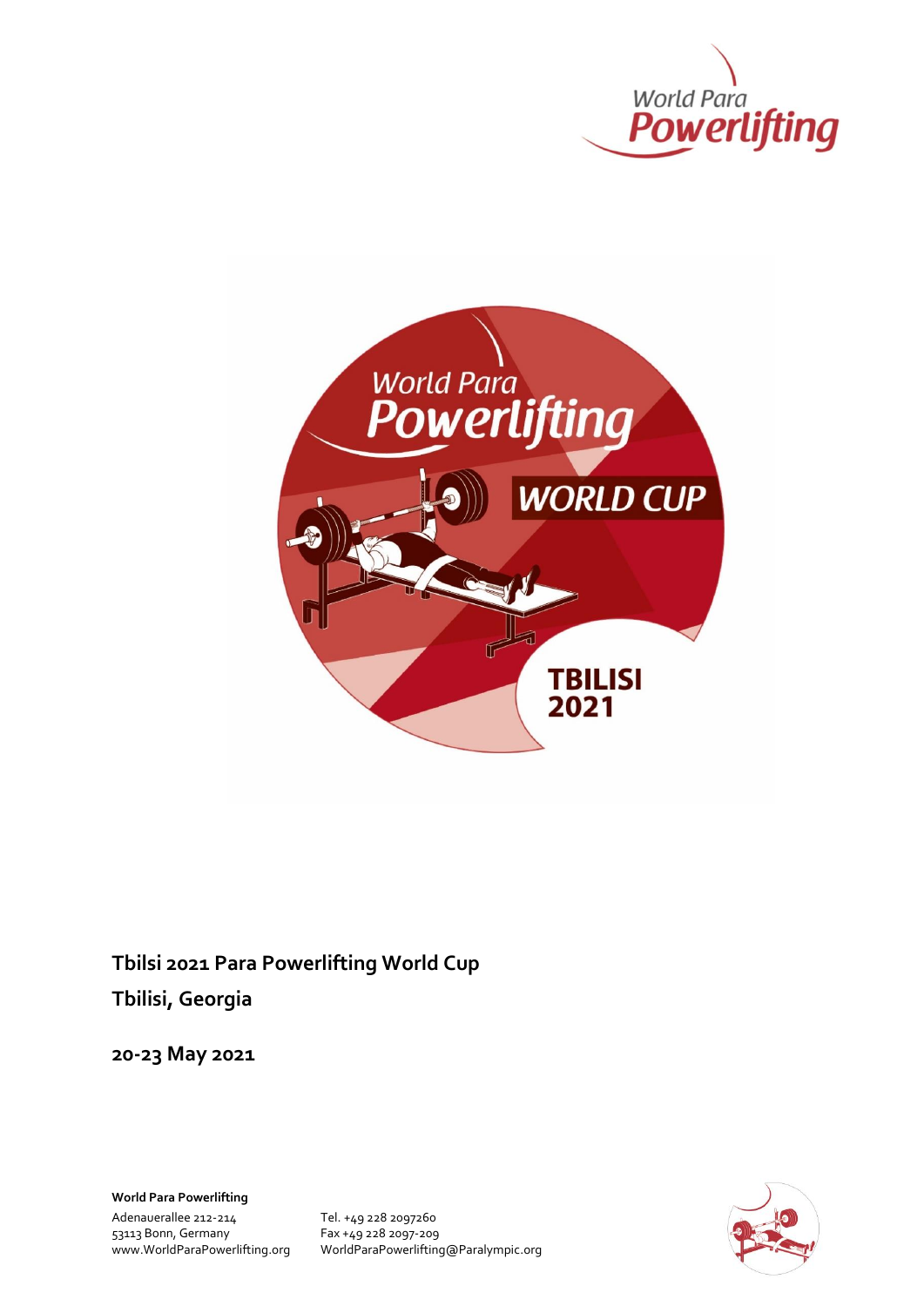**Tbilisi 2021 Para Powerlifting World Cup**

**Tbilisi, Georgia**

**20-23 May 2021**

**World Para Powerlifting**

Adenauerallee 212-214
53113 Bonn, Germany
www.WorldParaPowerlifting.org

Tel. +49 228 2097260
Fax +49 228 2097-209
WorldParaPowerlifting@Paralympic.org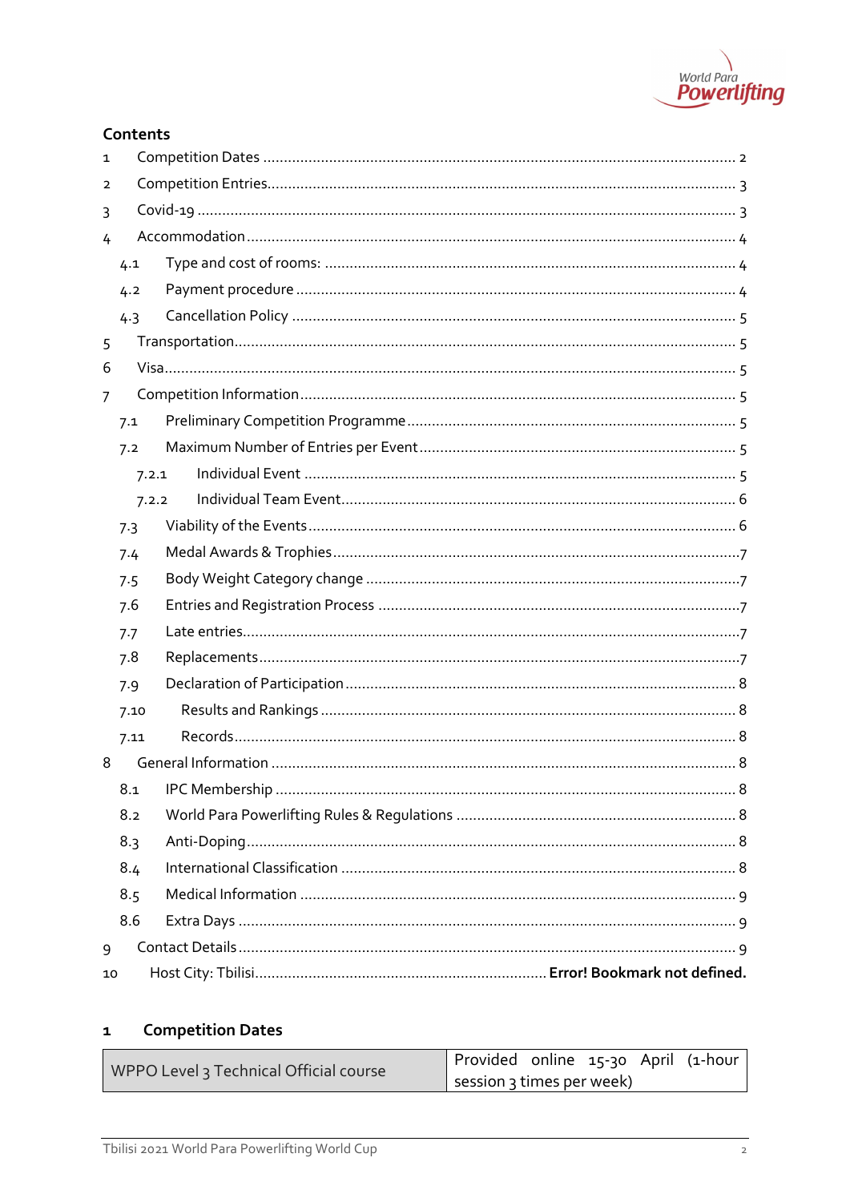## Contents

1 Competition Dates ........................................................................ 2
2 Competition Entries........................................................................ 3
3 Covid-19 ........................................................................ 3
4 Accommodation ........................................................................ 4
 4.1 Type and cost of rooms: ........................................................................ 4
 4.2 Payment procedure ........................................................................ 4
 4.3 Cancellation Policy ........................................................................ 5
5 Transportation........................................................................ 5
6 Visa........................................................................ 5
7 Competition Information........................................................................ 5
 7.1 Preliminary Competition Programme ........................................................................ 5
 7.2 Maximum Number of Entries per Event ........................................................................ 5
  7.2.1 Individual Event ........................................................................ 5
  7.2.2 Individual Team Event........................................................................ 6
 7.3 Viability of the Events ........................................................................ 6
 7.4 Medal Awards & Trophies........................................................................7
 7.5 Body Weight Category change ........................................................................7
 7.6 Entries and Registration Process ........................................................................7
 7.7 Late entries........................................................................7
 7.8 Replacements........................................................................7
 7.9 Declaration of Participation ........................................................................ 8
 7.10 Results and Rankings ........................................................................ 8
 7.11 Records........................................................................ 8
8 General Information ........................................................................ 8
 8.1 IPC Membership ........................................................................ 8
 8.2 World Para Powerlifting Rules & Regulations ........................................................................ 8
 8.3 Anti-Doping........................................................................ 8
 8.4 International Classification ........................................................................ 8
 8.5 Medical Information ........................................................................ 9
 8.6 Extra Days ........................................................................ 9
9 Contact Details........................................................................ 9
10 Host City: Tbilisi........................................................................ **Error! Bookmark not defined.**

## 1 Competition Dates

| WPPO Level 3 Technical Official course | Provided online 15-30 April (1-hour session 3 times per week) |
|---|---|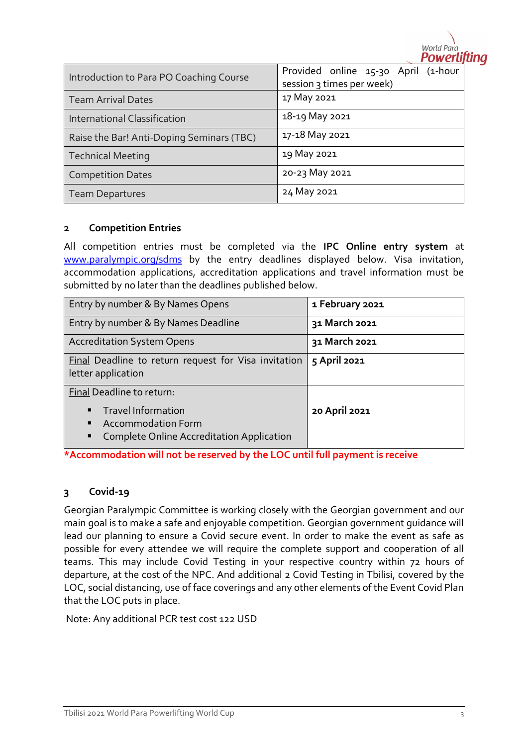| | |
|---|---|
| Introduction to Para PO Coaching Course | Provided online 15-30 April (1-hour session 3 times per week) |
| Team Arrival Dates | 17 May 2021 |
| International Classification | 18-19 May 2021 |
| Raise the Bar! Anti-Doping Seminars (TBC) | 17-18 May 2021 |
| Technical Meeting | 19 May 2021 |
| Competition Dates | 20-23 May 2021 |
| Team Departures | 24 May 2021 |

## 2 Competition Entries

All competition entries must be completed via the **IPC Online entry system** at www.paralympic.org/sdms by the entry deadlines displayed below. Visa invitation, accommodation applications, accreditation applications and travel information must be submitted by no later than the deadlines published below.

| | |
|---|---|
| Entry by number & By Names Opens | **1 February 2021** |
| Entry by number & By Names Deadline | **31 March 2021** |
| Accreditation System Opens | **31 March 2021** |
| Final Deadline to return request for Visa invitation letter application | **5 April 2021** |
| Final Deadline to return: <br>▪ Travel Information <br>▪ Accommodation Form <br>▪ Complete Online Accreditation Application | **20 April 2021** |

***Accommodation will not be reserved by the LOC until full payment is receive**

## 3 Covid-19

Georgian Paralympic Committee is working closely with the Georgian government and our main goal is to make a safe and enjoyable competition. Georgian government guidance will lead our planning to ensure a Covid secure event. In order to make the event as safe as possible for every attendee we will require the complete support and cooperation of all teams. This may include Covid Testing in your respective country within 72 hours of departure, at the cost of the NPC. And additional 2 Covid Testing in Tbilisi, covered by the LOC, social distancing, use of face coverings and any other elements of the Event Covid Plan that the LOC puts in place.

Note: Any additional PCR test cost 122 USD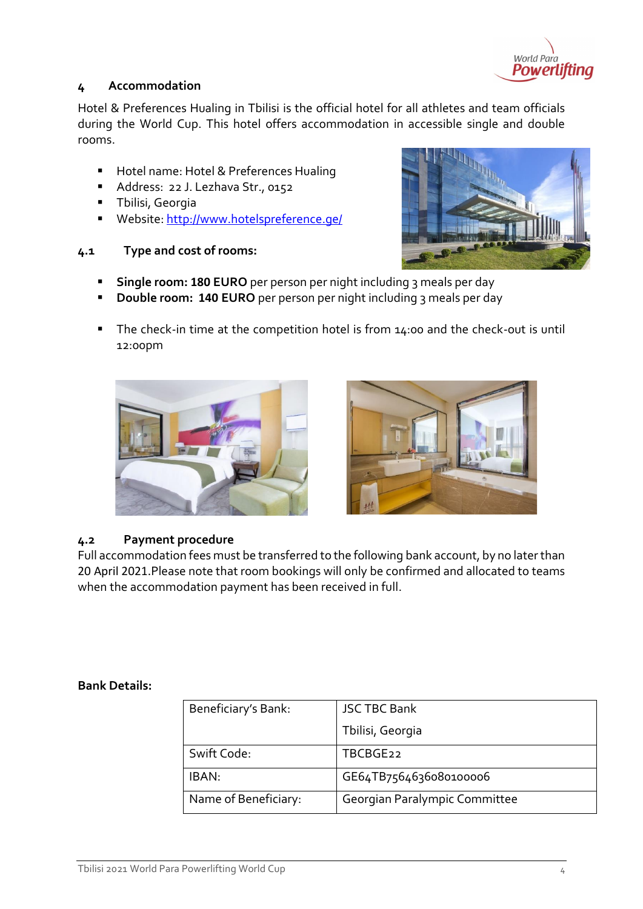## 4 Accommodation

Hotel & Preferences Hualing in Tbilisi is the official hotel for all athletes and team officials during the World Cup. This hotel offers accommodation in accessible single and double rooms.

- Hotel name: Hotel & Preferences Hualing
- Address: 22 J. Lezhava Str., 0152
- Tbilisi, Georgia
- Website: http://www.hotelspreference.ge/

### 4.1 Type and cost of rooms:

- **Single room: 180 EURO** per person per night including 3 meals per day
- **Double room: 140 EURO** per person per night including 3 meals per day

- The check-in time at the competition hotel is from 14:00 and the check-out is until 12:00pm

### 4.2 Payment procedure

Full accommodation fees must be transferred to the following bank account, by no later than 20 April 2021.Please note that room bookings will only be confirmed and allocated to teams when the accommodation payment has been received in full.

**Bank Details:**

| Beneficiary's Bank: | JSC TBC Bank<br>Tbilisi, Georgia |
|---|---|
| Swift Code: | TBCBGE22 |
| IBAN: | GE64TB7564636080100006 |
| Name of Beneficiary: | Georgian Paralympic Committee |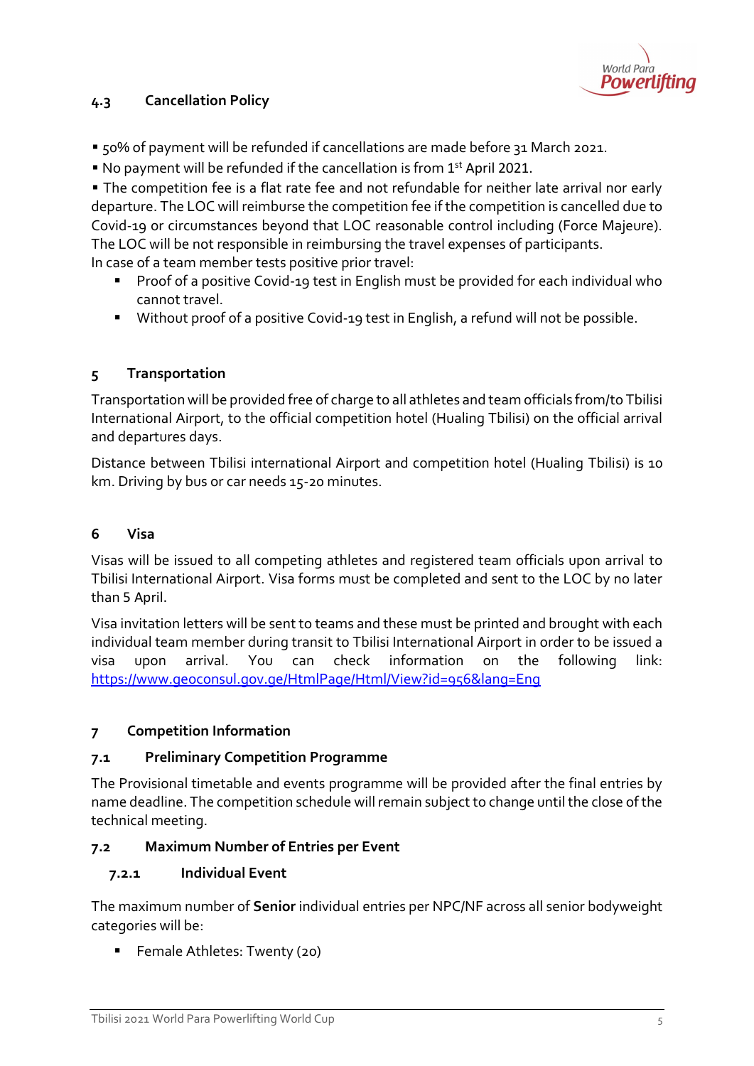### 4.3 Cancellation Policy

- 50% of payment will be refunded if cancellations are made before 31 March 2021.
- No payment will be refunded if the cancellation is from 1st April 2021.
- The competition fee is a flat rate fee and not refundable for neither late arrival nor early departure. The LOC will reimburse the competition fee if the competition is cancelled due to Covid-19 or circumstances beyond that LOC reasonable control including (Force Majeure). The LOC will be not responsible in reimbursing the travel expenses of participants.

In case of a team member tests positive prior travel:

- Proof of a positive Covid-19 test in English must be provided for each individual who cannot travel.
- Without proof of a positive Covid-19 test in English, a refund will not be possible.

## 5 Transportation

Transportation will be provided free of charge to all athletes and team officials from/to Tbilisi International Airport, to the official competition hotel (Hualing Tbilisi) on the official arrival and departures days.

Distance between Tbilisi international Airport and competition hotel (Hualing Tbilisi) is 10 km. Driving by bus or car needs 15-20 minutes.

## 6 Visa

Visas will be issued to all competing athletes and registered team officials upon arrival to Tbilisi International Airport. Visa forms must be completed and sent to the LOC by no later than 5 April.

Visa invitation letters will be sent to teams and these must be printed and brought with each individual team member during transit to Tbilisi International Airport in order to be issued a visa upon arrival. You can check information on the following link: https://www.geoconsul.gov.ge/HtmlPage/Html/View?id=956&lang=Eng

## 7 Competition Information

### 7.1 Preliminary Competition Programme

The Provisional timetable and events programme will be provided after the final entries by name deadline. The competition schedule will remain subject to change until the close of the technical meeting.

### 7.2 Maximum Number of Entries per Event

#### 7.2.1 Individual Event

The maximum number of **Senior** individual entries per NPC/NF across all senior bodyweight categories will be:

- Female Athletes: Twenty (20)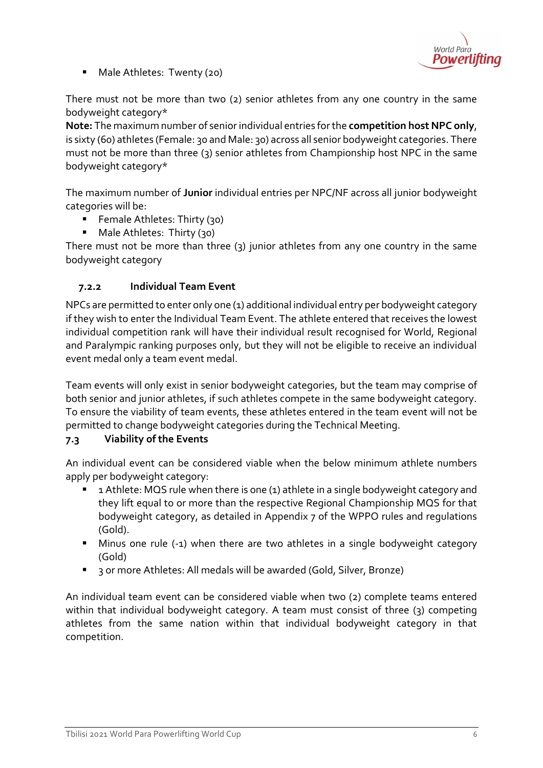- Male Athletes: Twenty (20)

There must not be more than two (2) senior athletes from any one country in the same bodyweight category*

**Note:** The maximum number of senior individual entries for the **competition host NPC only**, is sixty (60) athletes (Female: 30 and Male: 30) across all senior bodyweight categories. There must not be more than three (3) senior athletes from Championship host NPC in the same bodyweight category*

The maximum number of **Junior** individual entries per NPC/NF across all junior bodyweight categories will be:

- Female Athletes: Thirty (30)
- Male Athletes: Thirty (30)

There must not be more than three (3) junior athletes from any one country in the same bodyweight category

#### 7.2.2 Individual Team Event

NPCs are permitted to enter only one (1) additional individual entry per bodyweight category if they wish to enter the Individual Team Event. The athlete entered that receives the lowest individual competition rank will have their individual result recognised for World, Regional and Paralympic ranking purposes only, but they will not be eligible to receive an individual event medal only a team event medal.

Team events will only exist in senior bodyweight categories, but the team may comprise of both senior and junior athletes, if such athletes compete in the same bodyweight category. To ensure the viability of team events, these athletes entered in the team event will not be permitted to change bodyweight categories during the Technical Meeting.

### 7.3 Viability of the Events

An individual event can be considered viable when the below minimum athlete numbers apply per bodyweight category:

- 1 Athlete: MQS rule when there is one (1) athlete in a single bodyweight category and they lift equal to or more than the respective Regional Championship MQS for that bodyweight category, as detailed in Appendix 7 of the WPPO rules and regulations (Gold).
- Minus one rule (-1) when there are two athletes in a single bodyweight category (Gold)
- 3 or more Athletes: All medals will be awarded (Gold, Silver, Bronze)

An individual team event can be considered viable when two (2) complete teams entered within that individual bodyweight category. A team must consist of three (3) competing athletes from the same nation within that individual bodyweight category in that competition.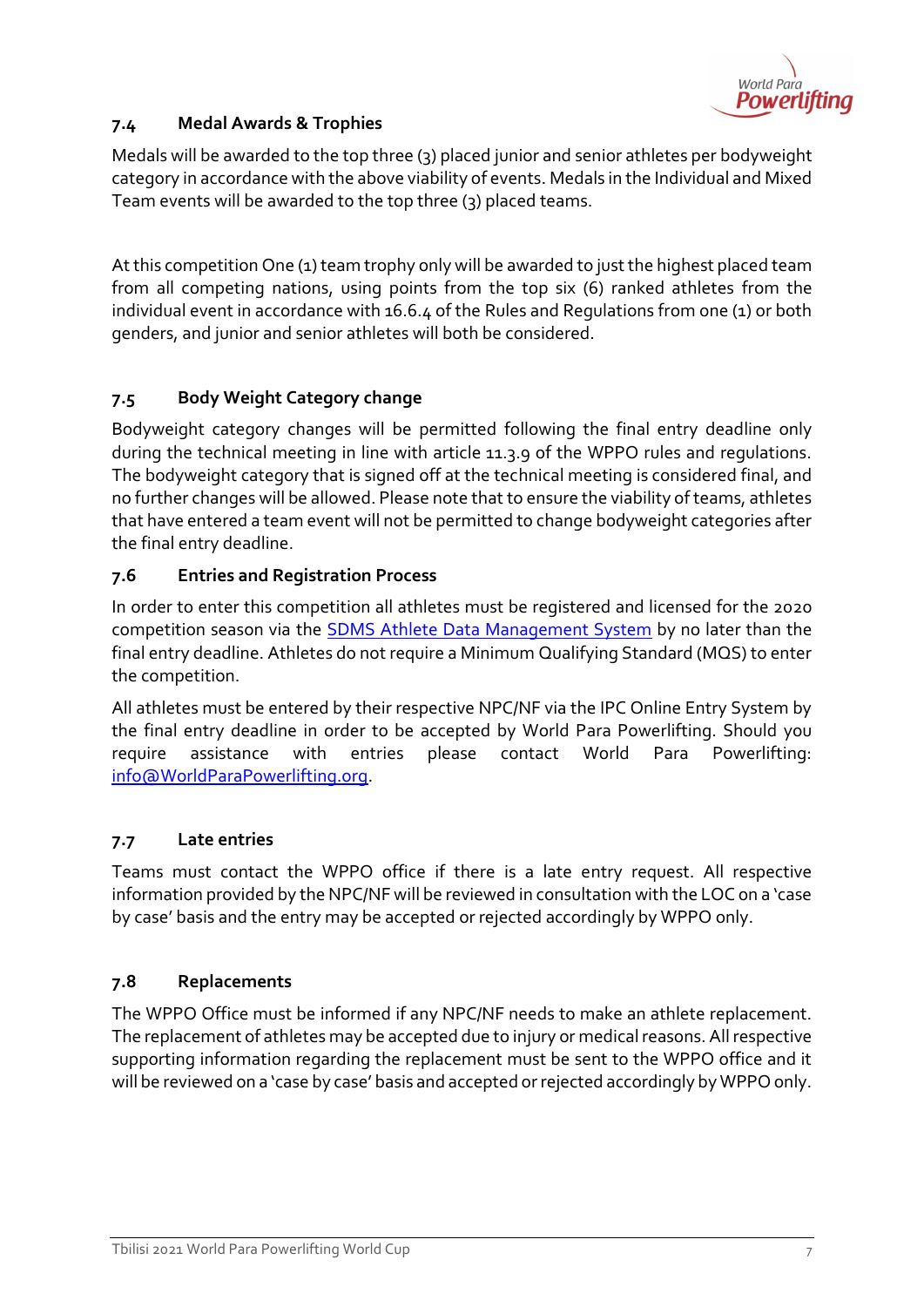### 7.4 Medal Awards & Trophies

Medals will be awarded to the top three (3) placed junior and senior athletes per bodyweight category in accordance with the above viability of events. Medals in the Individual and Mixed Team events will be awarded to the top three (3) placed teams.

At this competition One (1) team trophy only will be awarded to just the highest placed team from all competing nations, using points from the top six (6) ranked athletes from the individual event in accordance with 16.6.4 of the Rules and Regulations from one (1) or both genders, and junior and senior athletes will both be considered.

### 7.5 Body Weight Category change

Bodyweight category changes will be permitted following the final entry deadline only during the technical meeting in line with article 11.3.9 of the WPPO rules and regulations. The bodyweight category that is signed off at the technical meeting is considered final, and no further changes will be allowed. Please note that to ensure the viability of teams, athletes that have entered a team event will not be permitted to change bodyweight categories after the final entry deadline.

### 7.6 Entries and Registration Process

In order to enter this competition all athletes must be registered and licensed for the 2020 competition season via the SDMS Athlete Data Management System by no later than the final entry deadline. Athletes do not require a Minimum Qualifying Standard (MQS) to enter the competition.

All athletes must be entered by their respective NPC/NF via the IPC Online Entry System by the final entry deadline in order to be accepted by World Para Powerlifting. Should you require assistance with entries please contact World Para Powerlifting: info@WorldParaPowerlifting.org.

### 7.7 Late entries

Teams must contact the WPPO office if there is a late entry request. All respective information provided by the NPC/NF will be reviewed in consultation with the LOC on a 'case by case' basis and the entry may be accepted or rejected accordingly by WPPO only.

### 7.8 Replacements

The WPPO Office must be informed if any NPC/NF needs to make an athlete replacement. The replacement of athletes may be accepted due to injury or medical reasons. All respective supporting information regarding the replacement must be sent to the WPPO office and it will be reviewed on a 'case by case' basis and accepted or rejected accordingly by WPPO only.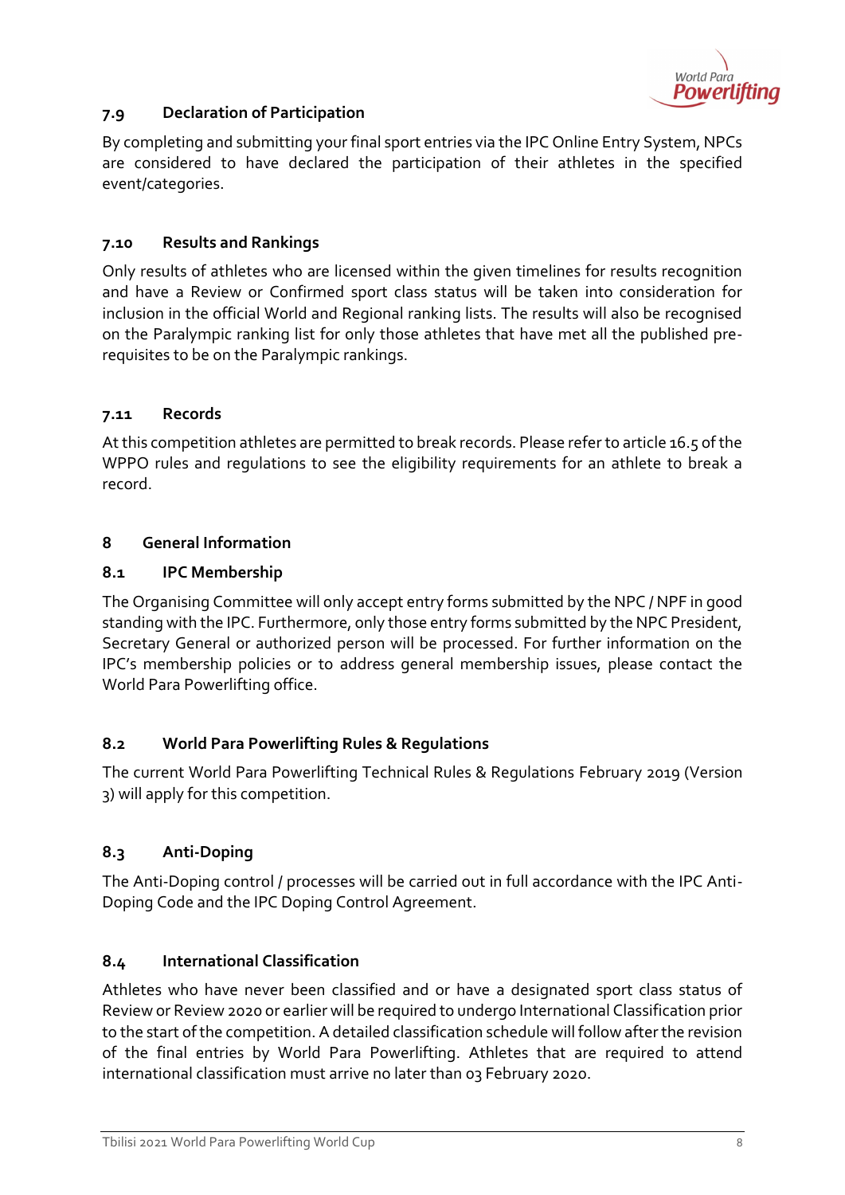### 7.9 Declaration of Participation

By completing and submitting your final sport entries via the IPC Online Entry System, NPCs are considered to have declared the participation of their athletes in the specified event/categories.

### 7.10 Results and Rankings

Only results of athletes who are licensed within the given timelines for results recognition and have a Review or Confirmed sport class status will be taken into consideration for inclusion in the official World and Regional ranking lists. The results will also be recognised on the Paralympic ranking list for only those athletes that have met all the published pre-requisites to be on the Paralympic rankings.

### 7.11 Records

At this competition athletes are permitted to break records. Please refer to article 16.5 of the WPPO rules and regulations to see the eligibility requirements for an athlete to break a record.

## 8 General Information

### 8.1 IPC Membership

The Organising Committee will only accept entry forms submitted by the NPC / NPF in good standing with the IPC. Furthermore, only those entry forms submitted by the NPC President, Secretary General or authorized person will be processed. For further information on the IPC's membership policies or to address general membership issues, please contact the World Para Powerlifting office.

### 8.2 World Para Powerlifting Rules & Regulations

The current World Para Powerlifting Technical Rules & Regulations February 2019 (Version 3) will apply for this competition.

### 8.3 Anti-Doping

The Anti-Doping control / processes will be carried out in full accordance with the IPC Anti-Doping Code and the IPC Doping Control Agreement.

### 8.4 International Classification

Athletes who have never been classified and or have a designated sport class status of Review or Review 2020 or earlier will be required to undergo International Classification prior to the start of the competition. A detailed classification schedule will follow after the revision of the final entries by World Para Powerlifting. Athletes that are required to attend international classification must arrive no later than 03 February 2020.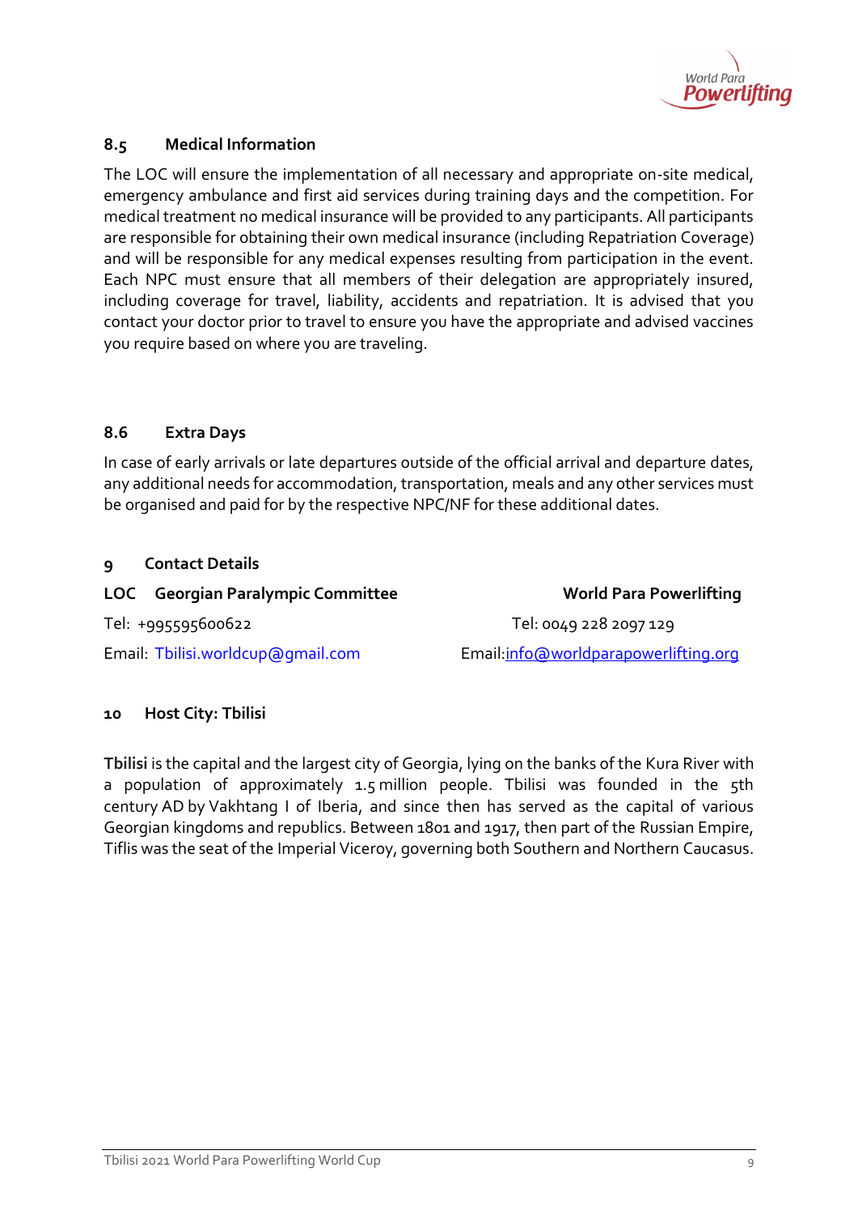### 8.5 Medical Information

The LOC will ensure the implementation of all necessary and appropriate on-site medical, emergency ambulance and first aid services during training days and the competition. For medical treatment no medical insurance will be provided to any participants. All participants are responsible for obtaining their own medical insurance (including Repatriation Coverage) and will be responsible for any medical expenses resulting from participation in the event. Each NPC must ensure that all members of their delegation are appropriately insured, including coverage for travel, liability, accidents and repatriation. It is advised that you contact your doctor prior to travel to ensure you have the appropriate and advised vaccines you require based on where you are traveling.

### 8.6 Extra Days

In case of early arrivals or late departures outside of the official arrival and departure dates, any additional needs for accommodation, transportation, meals and any other services must be organised and paid for by the respective NPC/NF for these additional dates.

## 9 Contact Details

**LOC Georgian Paralympic Committee**

Tel: +995595600622

Email: Tbilisi.worldcup@gmail.com

**World Para Powerlifting**

Tel: 0049 228 2097 129

Email: info@worldparapowerlifting.org

## 10 Host City: Tbilisi

**Tbilisi** is the capital and the largest city of Georgia, lying on the banks of the Kura River with a population of approximately 1.5 million people. Tbilisi was founded in the 5th century AD by Vakhtang I of Iberia, and since then has served as the capital of various Georgian kingdoms and republics. Between 1801 and 1917, then part of the Russian Empire, Tiflis was the seat of the Imperial Viceroy, governing both Southern and Northern Caucasus.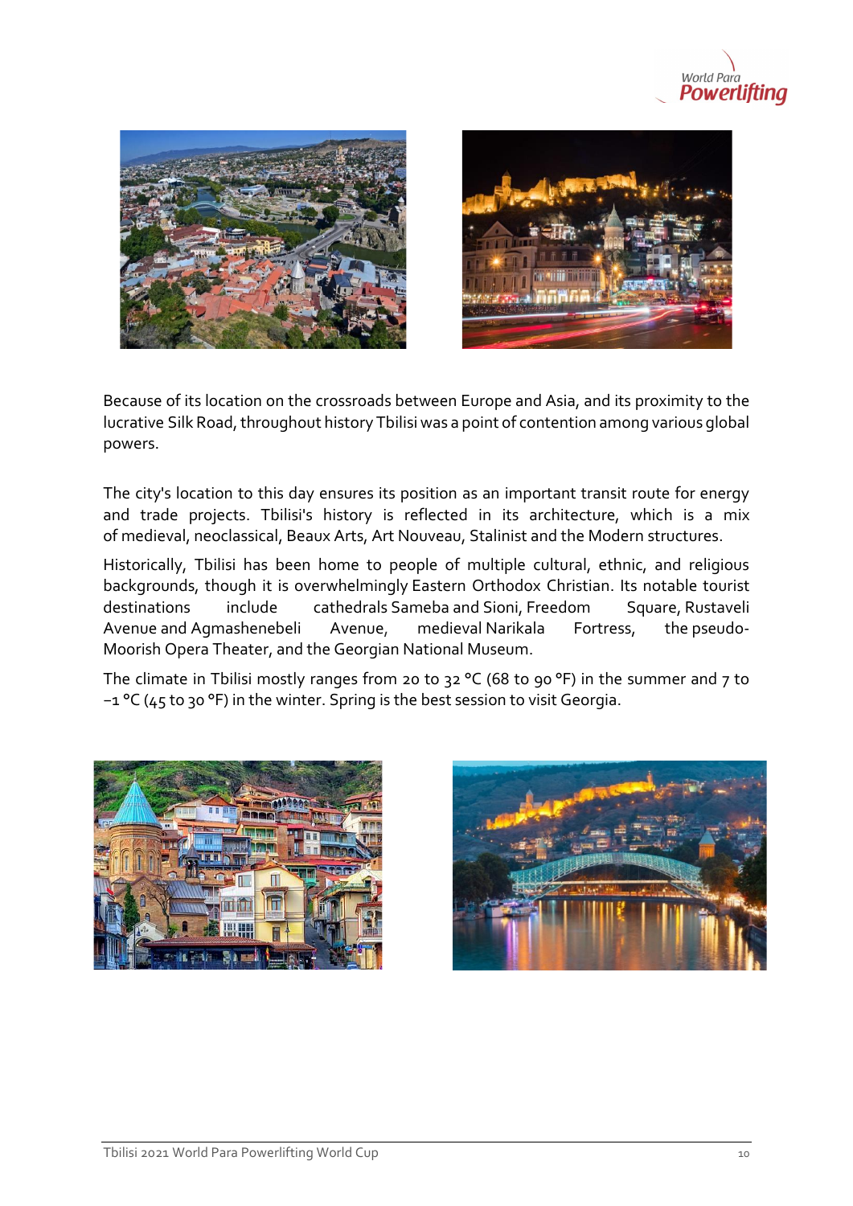Because of its location on the crossroads between Europe and Asia, and its proximity to the lucrative Silk Road, throughout history Tbilisi was a point of contention among various global powers.

The city's location to this day ensures its position as an important transit route for energy and trade projects. Tbilisi's history is reflected in its architecture, which is a mix of medieval, neoclassical, Beaux Arts, Art Nouveau, Stalinist and the Modern structures.

Historically, Tbilisi has been home to people of multiple cultural, ethnic, and religious backgrounds, though it is overwhelmingly Eastern Orthodox Christian. Its notable tourist destinations include cathedrals Sameba and Sioni, Freedom Square, Rustaveli Avenue and Agmashenebeli Avenue, medieval Narikala Fortress, the pseudo-Moorish Opera Theater, and the Georgian National Museum.

The climate in Tbilisi mostly ranges from 20 to 32 °C (68 to 90 °F) in the summer and 7 to −1 °C (45 to 30 °F) in the winter. Spring is the best session to visit Georgia.